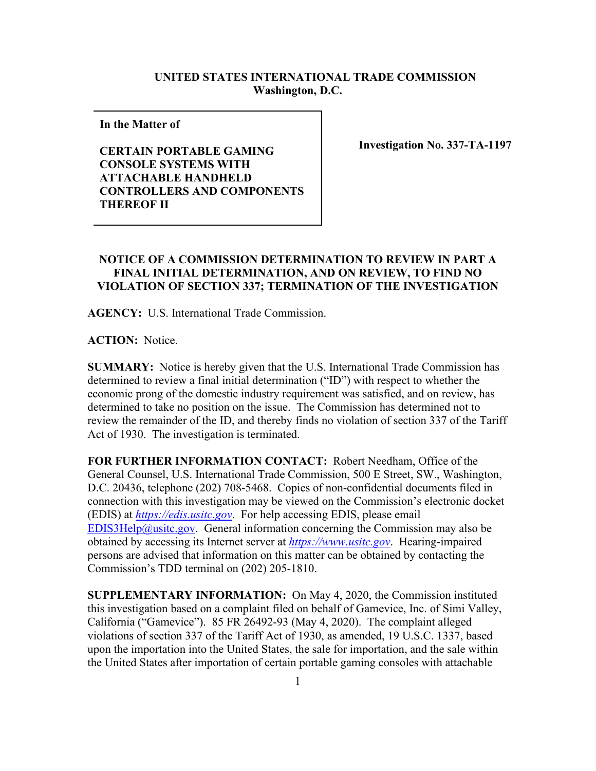**UNITED STATES INTERNATIONAL TRADE COMMISSION**
**Washington, D.C.**

| **In the Matter of** <br><br> **CERTAIN PORTABLE GAMING CONSOLE SYSTEMS WITH ATTACHABLE HANDHELD CONTROLLERS AND COMPONENTS THEREOF II** | **Investigation No. 337-TA-1197** |
|---|---|

**NOTICE OF A COMMISSION DETERMINATION TO REVIEW IN PART A FINAL INITIAL DETERMINATION, AND ON REVIEW, TO FIND NO VIOLATION OF SECTION 337; TERMINATION OF THE INVESTIGATION**

**AGENCY:** U.S. International Trade Commission.

**ACTION:** Notice.

**SUMMARY:** Notice is hereby given that the U.S. International Trade Commission has determined to review a final initial determination ("ID") with respect to whether the economic prong of the domestic industry requirement was satisfied, and on review, has determined to take no position on the issue. The Commission has determined not to review the remainder of the ID, and thereby finds no violation of section 337 of the Tariff Act of 1930. The investigation is terminated.

**FOR FURTHER INFORMATION CONTACT:** Robert Needham, Office of the General Counsel, U.S. International Trade Commission, 500 E Street, SW., Washington, D.C. 20436, telephone (202) 708-5468. Copies of non-confidential documents filed in connection with this investigation may be viewed on the Commission's electronic docket (EDIS) at *https://edis.usitc.gov*. For help accessing EDIS, please email EDIS3Help@usitc.gov. General information concerning the Commission may also be obtained by accessing its Internet server at *https://www.usitc.gov*. Hearing-impaired persons are advised that information on this matter can be obtained by contacting the Commission's TDD terminal on (202) 205-1810.

**SUPPLEMENTARY INFORMATION:** On May 4, 2020, the Commission instituted this investigation based on a complaint filed on behalf of Gamevice, Inc. of Simi Valley, California ("Gamevice"). 85 FR 26492-93 (May 4, 2020). The complaint alleged violations of section 337 of the Tariff Act of 1930, as amended, 19 U.S.C. 1337, based upon the importation into the United States, the sale for importation, and the sale within the United States after importation of certain portable gaming consoles with attachable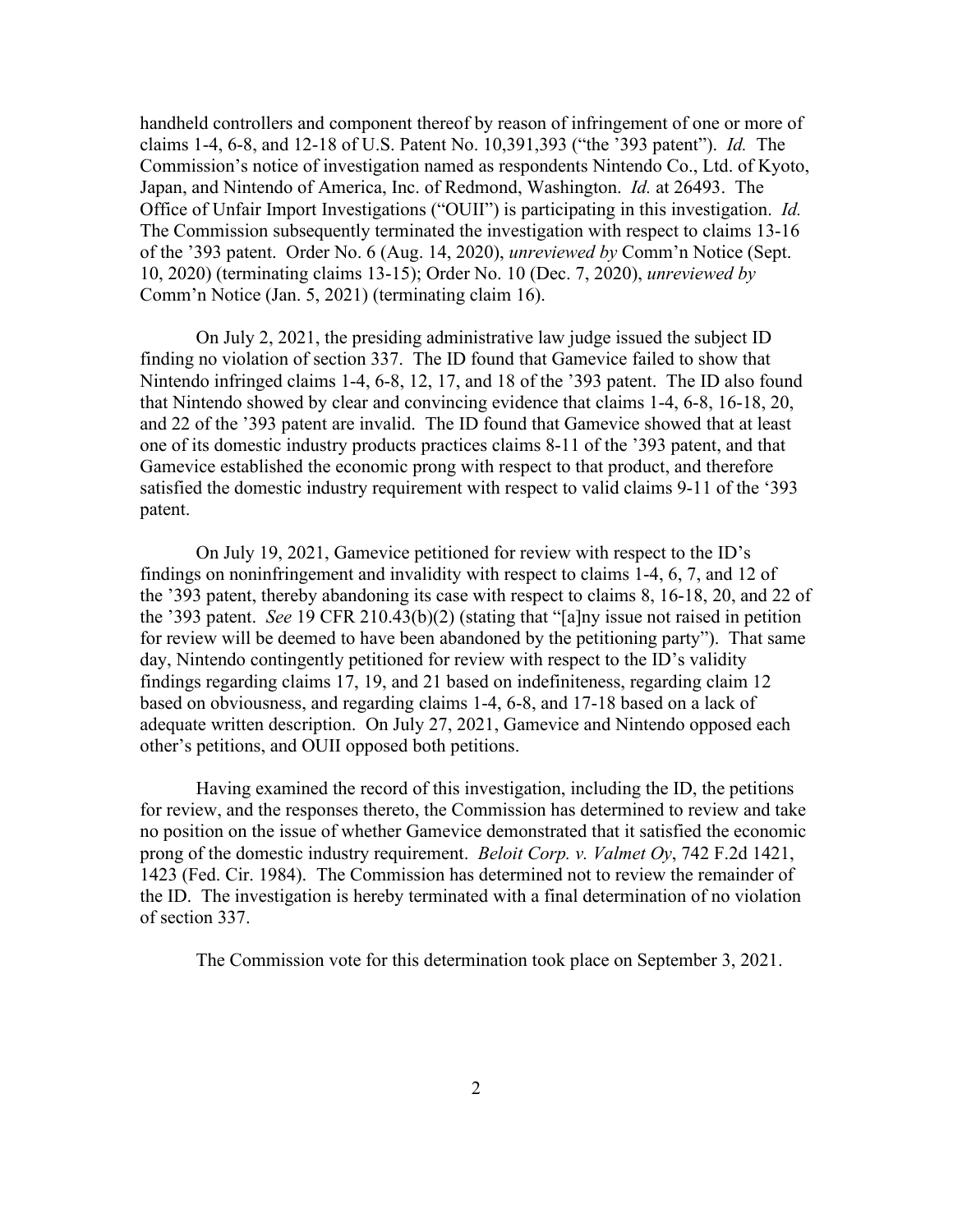handheld controllers and component thereof by reason of infringement of one or more of claims 1-4, 6-8, and 12-18 of U.S. Patent No. 10,391,393 ("the '393 patent"). *Id.* The Commission's notice of investigation named as respondents Nintendo Co., Ltd. of Kyoto, Japan, and Nintendo of America, Inc. of Redmond, Washington. *Id.* at 26493. The Office of Unfair Import Investigations ("OUII") is participating in this investigation. *Id.* The Commission subsequently terminated the investigation with respect to claims 13-16 of the '393 patent. Order No. 6 (Aug. 14, 2020), *unreviewed by* Comm'n Notice (Sept. 10, 2020) (terminating claims 13-15); Order No. 10 (Dec. 7, 2020), *unreviewed by* Comm'n Notice (Jan. 5, 2021) (terminating claim 16).

On July 2, 2021, the presiding administrative law judge issued the subject ID finding no violation of section 337. The ID found that Gamevice failed to show that Nintendo infringed claims 1-4, 6-8, 12, 17, and 18 of the '393 patent. The ID also found that Nintendo showed by clear and convincing evidence that claims 1-4, 6-8, 16-18, 20, and 22 of the '393 patent are invalid. The ID found that Gamevice showed that at least one of its domestic industry products practices claims 8-11 of the '393 patent, and that Gamevice established the economic prong with respect to that product, and therefore satisfied the domestic industry requirement with respect to valid claims 9-11 of the '393 patent.

On July 19, 2021, Gamevice petitioned for review with respect to the ID's findings on noninfringement and invalidity with respect to claims 1-4, 6, 7, and 12 of the '393 patent, thereby abandoning its case with respect to claims 8, 16-18, 20, and 22 of the '393 patent. *See* 19 CFR 210.43(b)(2) (stating that "[a]ny issue not raised in petition for review will be deemed to have been abandoned by the petitioning party"). That same day, Nintendo contingently petitioned for review with respect to the ID's validity findings regarding claims 17, 19, and 21 based on indefiniteness, regarding claim 12 based on obviousness, and regarding claims 1-4, 6-8, and 17-18 based on a lack of adequate written description. On July 27, 2021, Gamevice and Nintendo opposed each other's petitions, and OUII opposed both petitions.

Having examined the record of this investigation, including the ID, the petitions for review, and the responses thereto, the Commission has determined to review and take no position on the issue of whether Gamevice demonstrated that it satisfied the economic prong of the domestic industry requirement. *Beloit Corp. v. Valmet Oy*, 742 F.2d 1421, 1423 (Fed. Cir. 1984). The Commission has determined not to review the remainder of the ID. The investigation is hereby terminated with a final determination of no violation of section 337.

The Commission vote for this determination took place on September 3, 2021.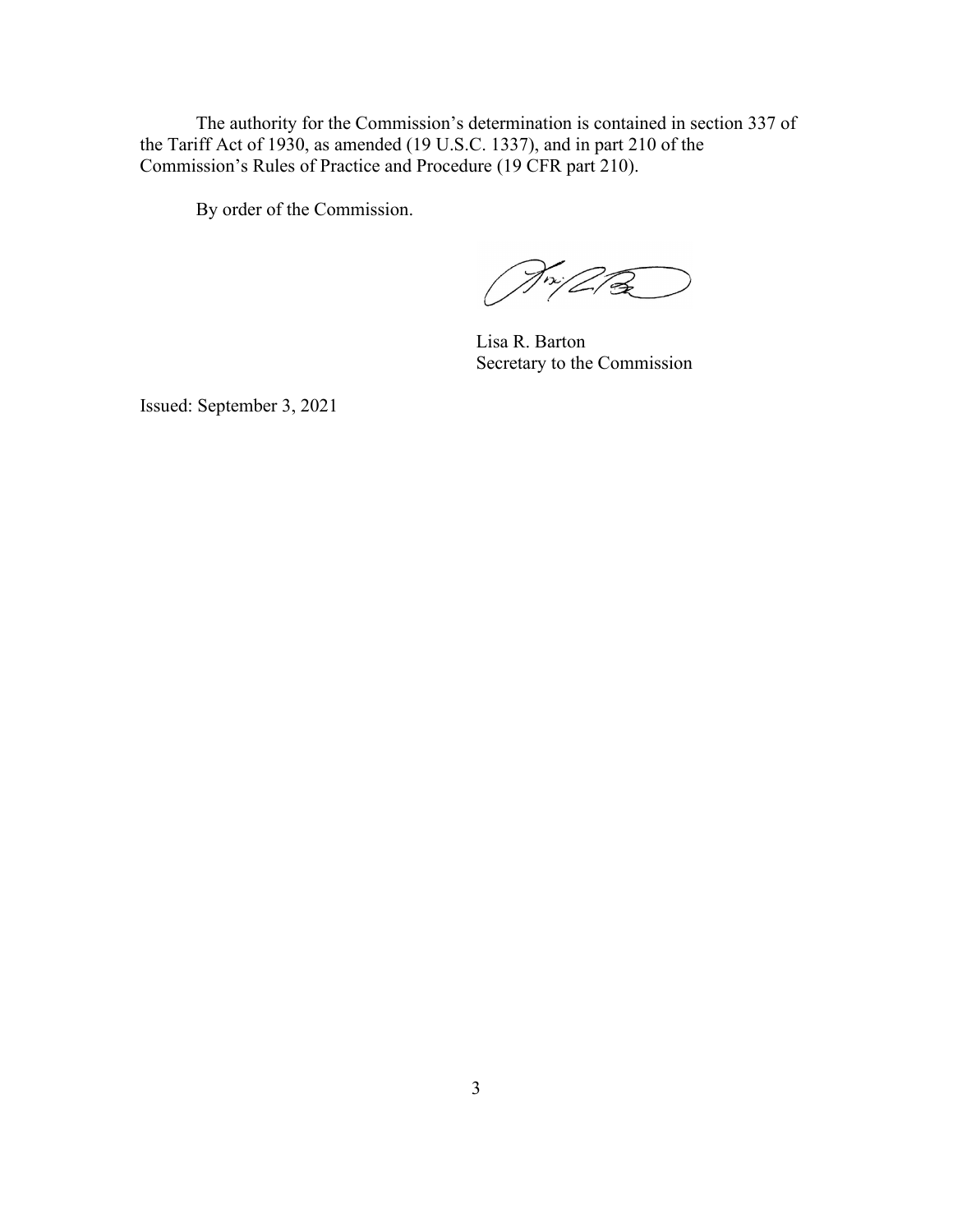The authority for the Commission's determination is contained in section 337 of the Tariff Act of 1930, as amended (19 U.S.C. 1337), and in part 210 of the Commission's Rules of Practice and Procedure (19 CFR part 210).

By order of the Commission.

Lisa R. Barton
Secretary to the Commission

Issued: September 3, 2021